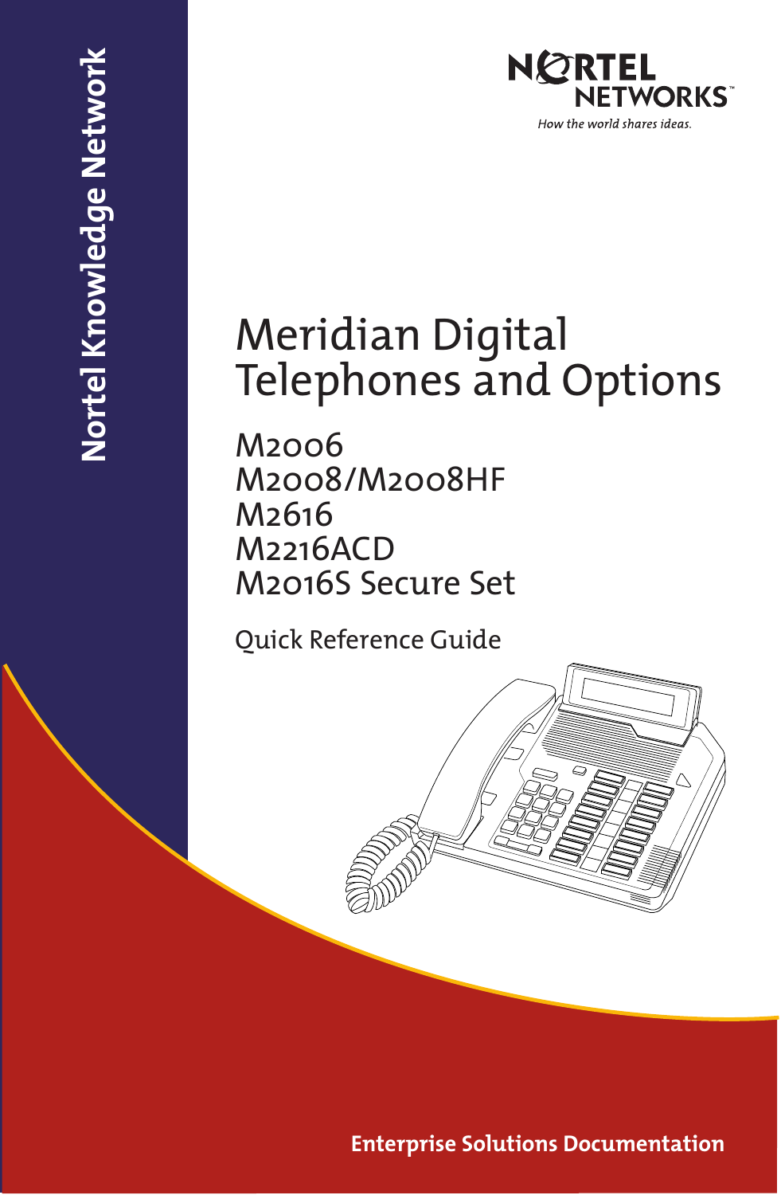Nortel Knowledge Network

NORTEL NETWORKS™

*How the world shares ideas.*

# Meridian Digital Telephones and Options

M2006
M2008/M2008HF
M2616
M2216ACD
M2016S Secure Set

Quick Reference Guide

**Enterprise Solutions Documentation**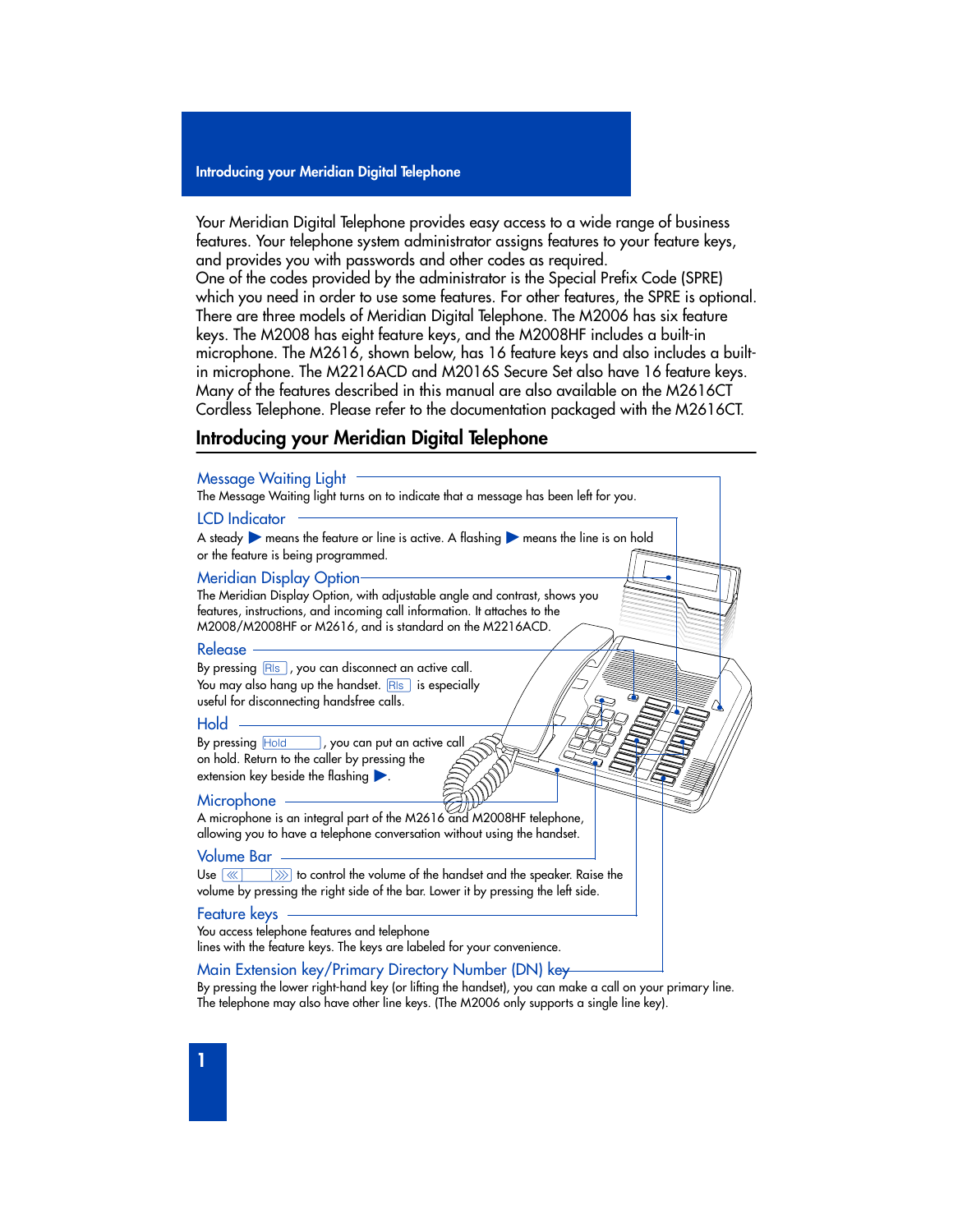## Introducing your Meridian Digital Telephone

Your Meridian Digital Telephone provides easy access to a wide range of business features. Your telephone system administrator assigns features to your feature keys, and provides you with passwords and other codes as required.
One of the codes provided by the administrator is the Special Prefix Code (SPRE) which you need in order to use some features. For other features, the SPRE is optional.
There are three models of Meridian Digital Telephone. The M2006 has six feature keys. The M2008 has eight feature keys, and the M2008HF includes a built-in microphone. The M2616, shown below, has 16 feature keys and also includes a built-in microphone. The M2216ACD and M2016S Secure Set also have 16 feature keys.
Many of the features described in this manual are also available on the M2616CT Cordless Telephone. Please refer to the documentation packaged with the M2616CT.

## Introducing your Meridian Digital Telephone

### Message Waiting Light

The Message Waiting light turns on to indicate that a message has been left for you.

### LCD Indicator

A steady ▶ means the feature or line is active. A flashing ▶ means the line is on hold or the feature is being programmed.

### Meridian Display Option

The Meridian Display Option, with adjustable angle and contrast, shows you features, instructions, and incoming call information. It attaches to the M2008/M2008HF or M2616, and is standard on the M2216ACD.

### Release

By pressing Rls, you can disconnect an active call. You may also hang up the handset. Rls is especially useful for disconnecting handsfree calls.

### Hold

By pressing Hold, you can put an active call on hold. Return to the caller by pressing the extension key beside the flashing ▶.

### Microphone

A microphone is an integral part of the M2616 and M2008HF telephone, allowing you to have a telephone conversation without using the handset.

### Volume Bar

Use ≪ ≫ to control the volume of the handset and the speaker. Raise the volume by pressing the right side of the bar. Lower it by pressing the left side.

### Feature keys

You access telephone features and telephone lines with the feature keys. The keys are labeled for your convenience.

### Main Extension key/Primary Directory Number (DN) key

By pressing the lower right-hand key (or lifting the handset), you can make a call on your primary line. The telephone may also have other line keys. (The M2006 only supports a single line key).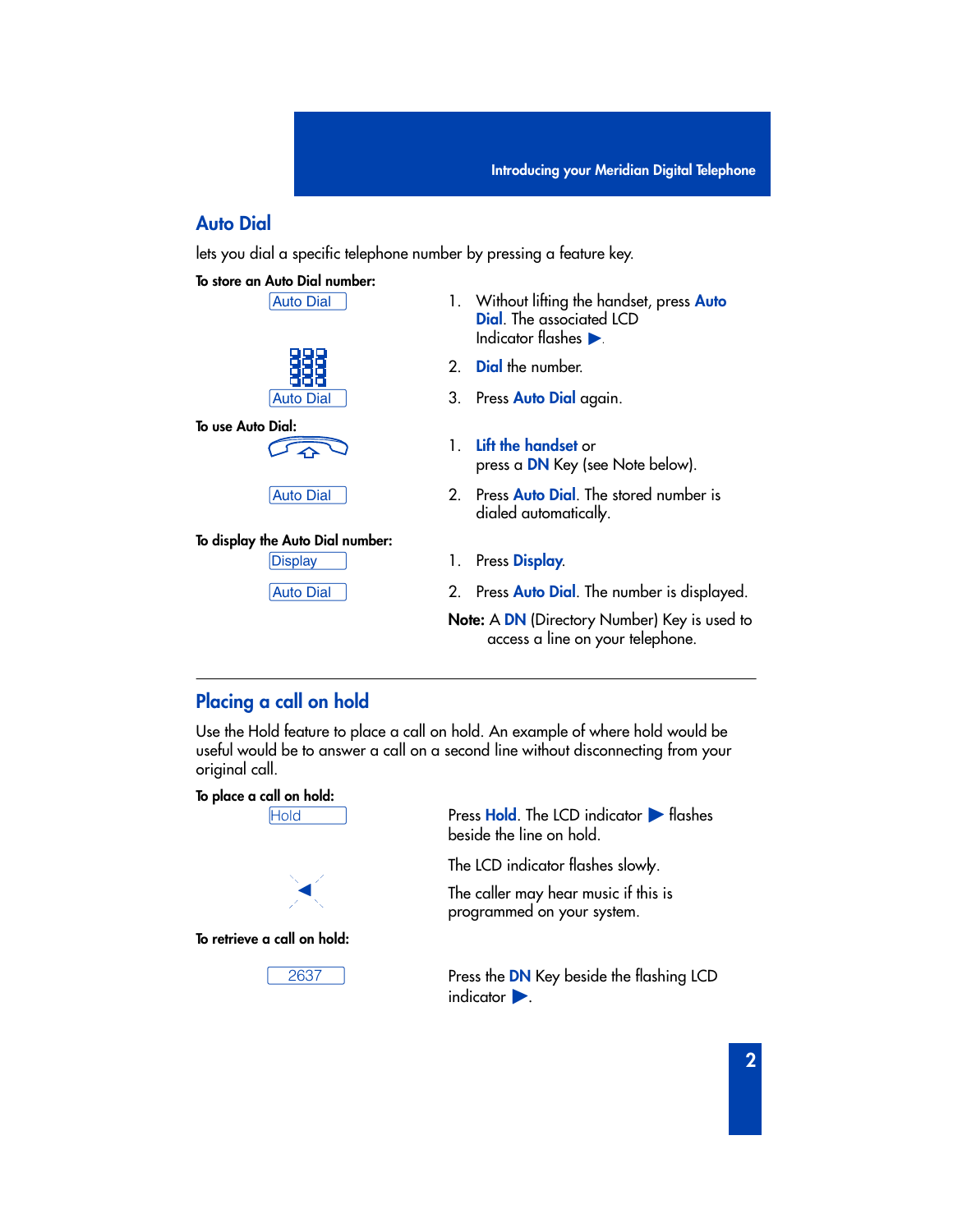## Auto Dial

lets you dial a specific telephone number by pressing a feature key.

**To store an Auto Dial number:**

| Key | Action |
|---|---|
| Auto Dial | 1. Without lifting the handset, press **Auto Dial**. The associated LCD Indicator flashes ▶. |
| | 2. **Dial** the number. |
| Auto Dial | 3. Press **Auto Dial** again. |

**To use Auto Dial:**

| Key | Action |
|---|---|
| | 1. **Lift the handset** or press a **DN** Key (see Note below). |
| Auto Dial | 2. Press **Auto Dial**. The stored number is dialed automatically. |

**To display the Auto Dial number:**

| Key | Action |
|---|---|
| Display | 1. Press **Display**. |
| Auto Dial | 2. Press **Auto Dial**. The number is displayed. |

**Note:** A **DN** (Directory Number) Key is used to access a line on your telephone.

---

## Placing a call on hold

Use the Hold feature to place a call on hold. An example of where hold would be useful would be to answer a call on a second line without disconnecting from your original call.

**To place a call on hold:**

| Key | Action |
|---|---|
| Hold | Press **Hold**. The LCD indicator ▶ flashes beside the line on hold. |
| | The LCD indicator flashes slowly. |
| | The caller may hear music if this is programmed on your system. |

**To retrieve a call on hold:**

| Key | Action |
|---|---|
| 2637 | Press the **DN** Key beside the flashing LCD indicator ▶. |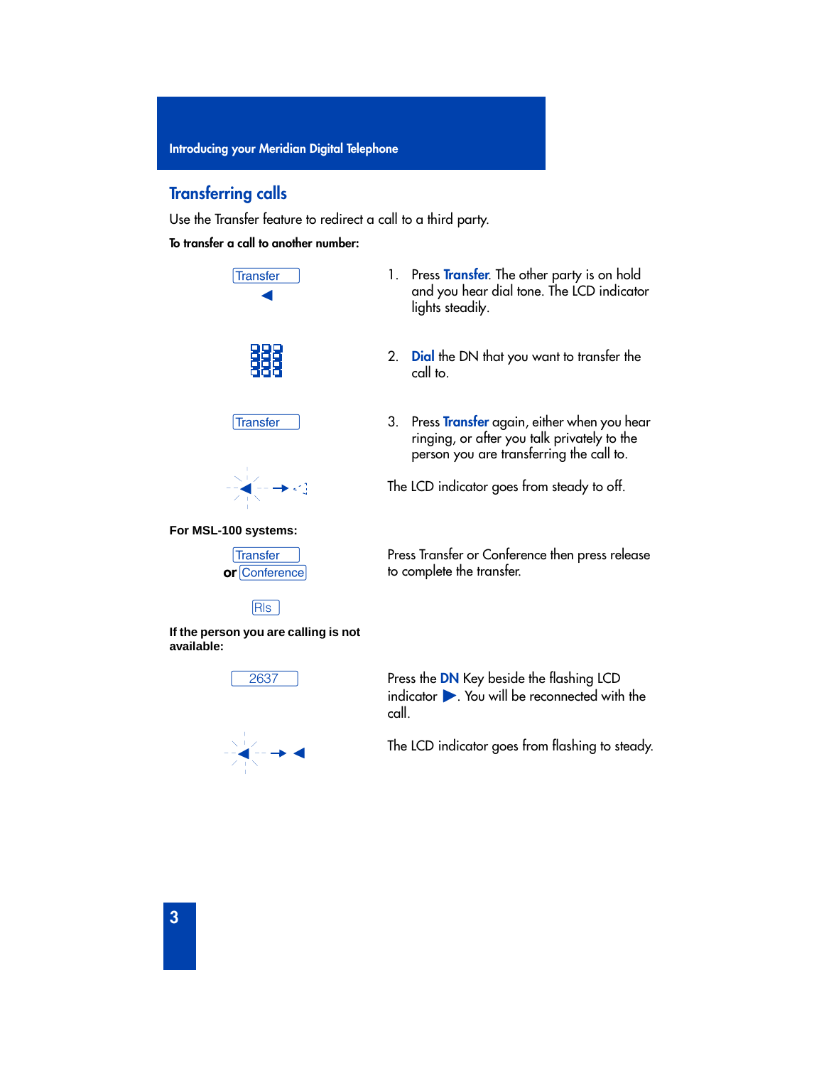## Transferring calls

Use the Transfer feature to redirect a call to a third party.

**To transfer a call to another number:**

| | |
|---|---|
| Transfer | 1. Press **Transfer**. The other party is on hold and you hear dial tone. The LCD indicator lights steadily. |
| | 2. **Dial** the DN that you want to transfer the call to. |
| Transfer | 3. Press **Transfer** again, either when you hear ringing, or after you talk privately to the person you are transferring the call to. |
| | The LCD indicator goes from steady to off. |

**For MSL-100 systems:**

| | |
|---|---|
| Transfer **or** Conference | Press Transfer or Conference then press release to complete the transfer. |
| Rls | |

**If the person you are calling is not available:**

| | |
|---|---|
| 2637 | Press the **DN** Key beside the flashing LCD indicator ▶. You will be reconnected with the call. |
| | The LCD indicator goes from flashing to steady. |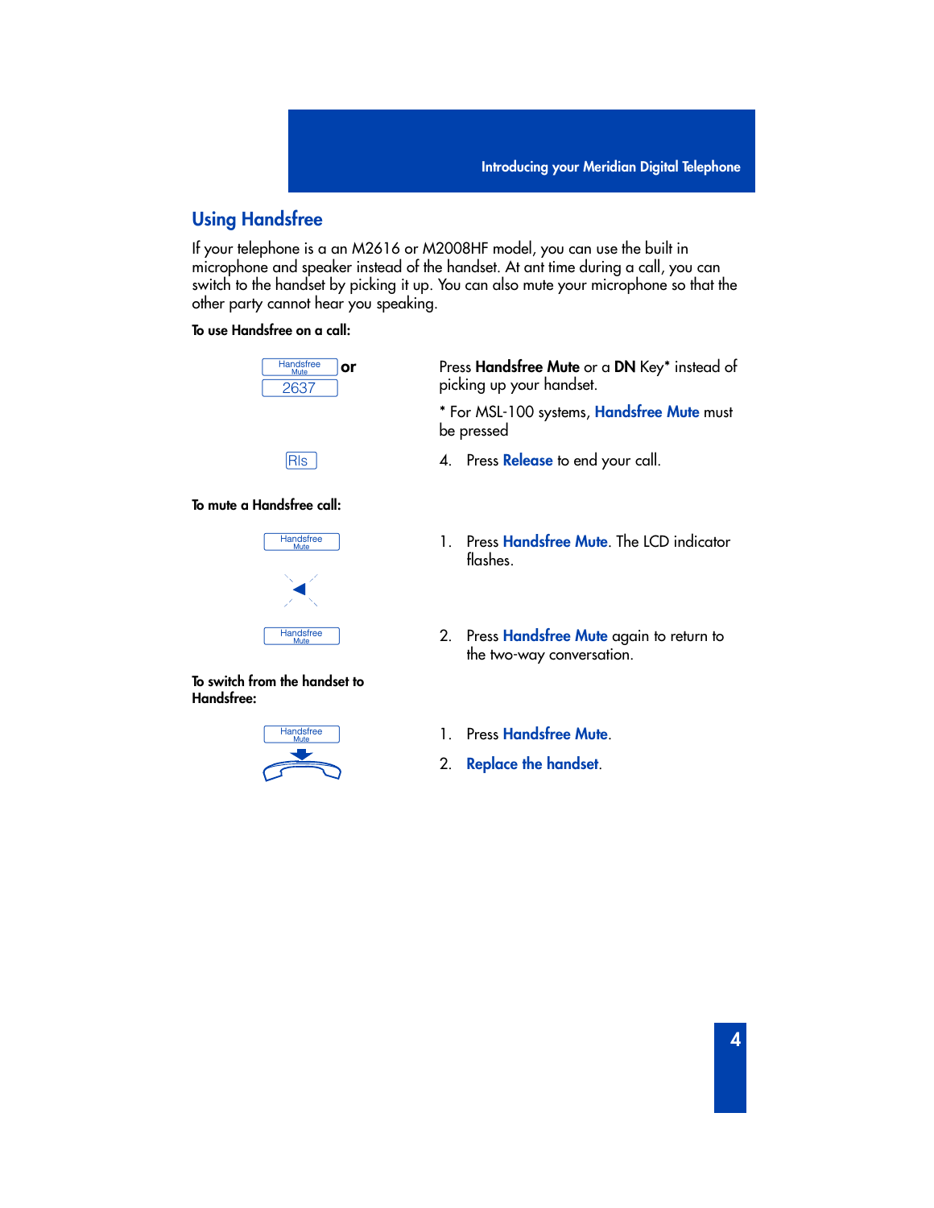## Using Handsfree

If your telephone is a an M2616 or M2008HF model, you can use the built in microphone and speaker instead of the handset. At ant time during a call, you can switch to the handset by picking it up. You can also mute your microphone so that the other party cannot hear you speaking.

**To use Handsfree on a call:**

Handsfree Mute **or** 2637

Press **Handsfree Mute** or a **DN** Key* instead of picking up your handset.

* For MSL-100 systems, **Handsfree Mute** must be pressed

Rls

4. Press **Release** to end your call.

**To mute a Handsfree call:**

Handsfree Mute

1. Press **Handsfree Mute**. The LCD indicator flashes.

Handsfree Mute

2. Press **Handsfree Mute** again to return to the two-way conversation.

**To switch from the handset to Handsfree:**

Handsfree Mute

1. Press **Handsfree Mute**.
2. **Replace the handset**.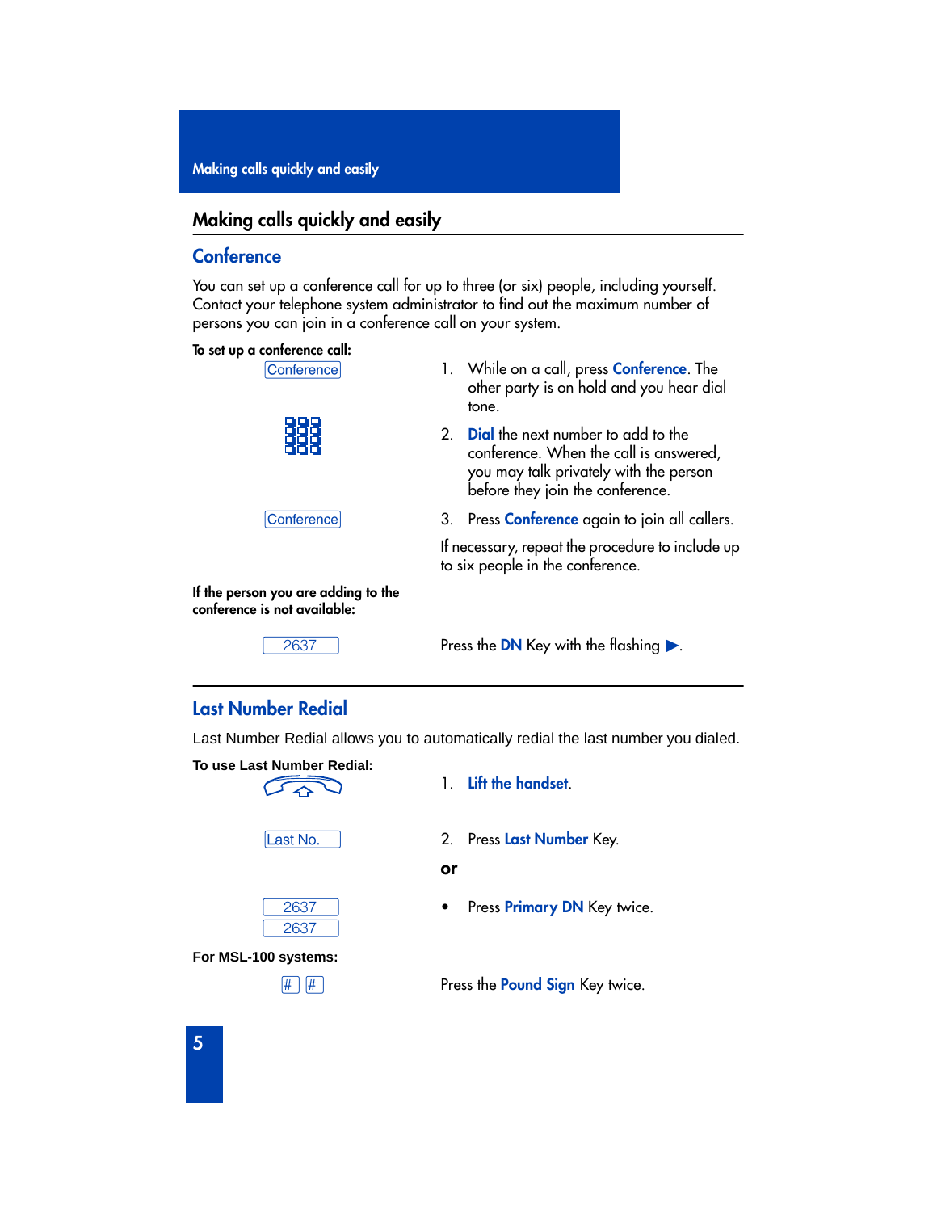## Making calls quickly and easily

### Conference

You can set up a conference call for up to three (or six) people, including yourself. Contact your telephone system administrator to find out the maximum number of persons you can join in a conference call on your system.

**To set up a conference call:**

Conference

1. While on a call, press **Conference**. The other party is on hold and you hear dial tone.

2. **Dial** the next number to add to the conference. When the call is answered, you may talk privately with the person before they join the conference.

Conference

3. Press **Conference** again to join all callers.

If necessary, repeat the procedure to include up to six people in the conference.

**If the person you are adding to the conference is not available:**

2637

Press the **DN** Key with the flashing ▶.

### Last Number Redial

Last Number Redial allows you to automatically redial the last number you dialed.

**To use Last Number Redial:**

1. **Lift the handset**.

Last No.

2. Press **Last Number** Key.

**or**

2637
2637

- Press **Primary DN** Key twice.

**For MSL-100 systems:**

# #

Press the **Pound Sign** Key twice.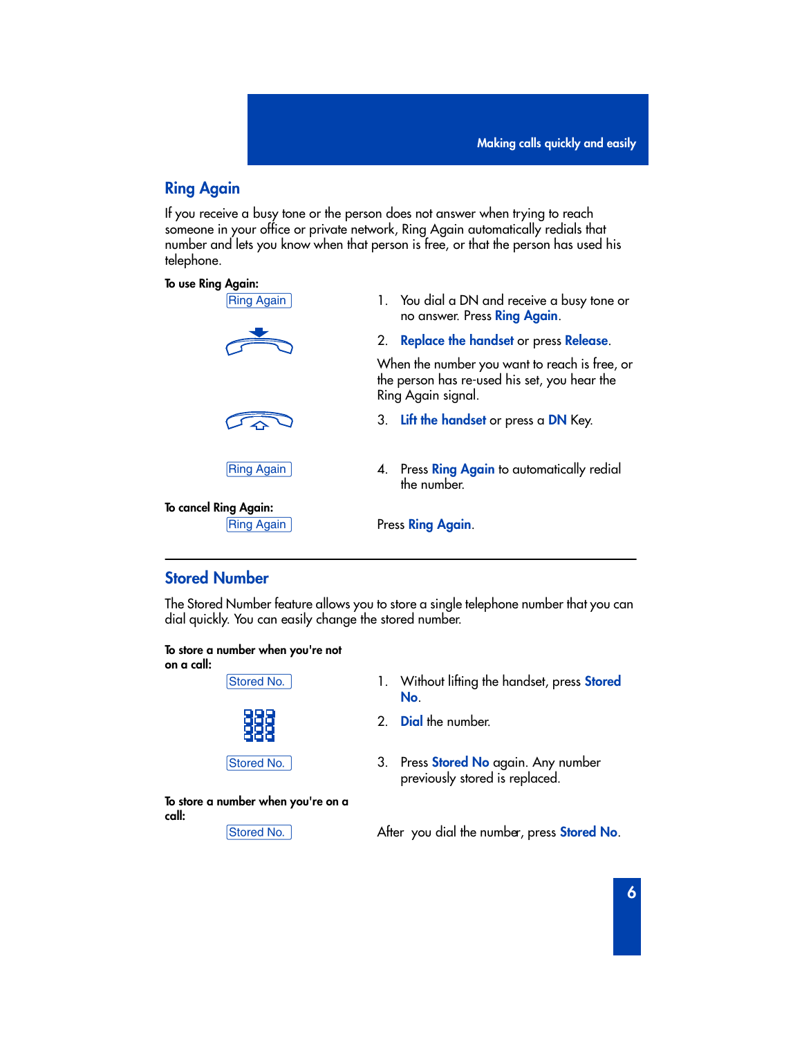## Ring Again

If you receive a busy tone or the person does not answer when trying to reach someone in your office or private network, Ring Again automatically redials that number and lets you know when that person is free, or that the person has used his telephone.

**To use Ring Again:**

| | |
|---|---|
| Ring Again | 1. You dial a DN and receive a busy tone or no answer. Press **Ring Again**. |
| | 2. **Replace the handset** or press **Release**. |
| | When the number you want to reach is free, or the person has re-used his set, you hear the Ring Again signal. |
| | 3. **Lift the handset** or press a **DN** Key. |
| Ring Again | 4. Press **Ring Again** to automatically redial the number. |

**To cancel Ring Again:**

| | |
|---|---|
| Ring Again | Press **Ring Again**. |

---

## Stored Number

The Stored Number feature allows you to store a single telephone number that you can dial quickly. You can easily change the stored number.

**To store a number when you're not on a call:**

| | |
|---|---|
| Stored No. | 1. Without lifting the handset, press **Stored No**. |
| | 2. **Dial** the number. |
| Stored No. | 3. Press **Stored No** again. Any number previously stored is replaced. |

**To store a number when you're on a call:**

| | |
|---|---|
| Stored No. | After you dial the number, press **Stored No**. |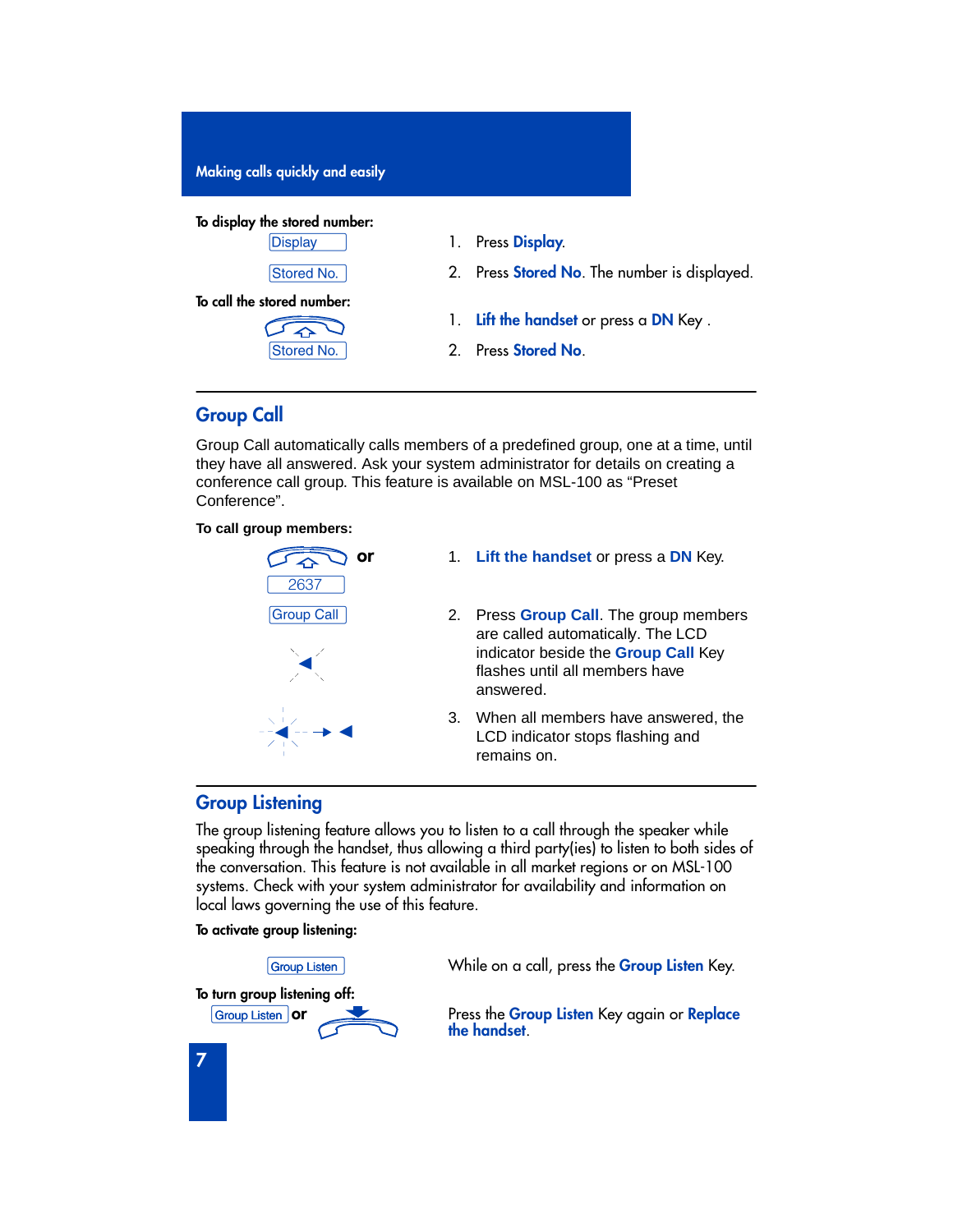**To display the stored number:**

Display

Stored No.

1. Press **Display**.
2. Press **Stored No**. The number is displayed.

**To call the stored number:**

Stored No.

1. **Lift the handset** or press a **DN** Key .
2. Press **Stored No**.

## Group Call

Group Call automatically calls members of a predefined group, one at a time, until they have all answered. Ask your system administrator for details on creating a conference call group. This feature is available on MSL-100 as "Preset Conference".

**To call group members:**

or

2637

Group Call

1. **Lift the handset** or press a **DN** Key.
2. Press **Group Call**. The group members are called automatically. The LCD indicator beside the **Group Call** Key flashes until all members have answered.
3. When all members have answered, the LCD indicator stops flashing and remains on.

## Group Listening

The group listening feature allows you to listen to a call through the speaker while speaking through the handset, thus allowing a third party(ies) to listen to both sides of the conversation. This feature is not available in all market regions or on MSL-100 systems. Check with your system administrator for availability and information on local laws governing the use of this feature.

**To activate group listening:**

Group Listen

While on a call, press the **Group Listen** Key.

**To turn group listening off:**

Group Listen **or**

Press the **Group Listen** Key again or **Replace the handset**.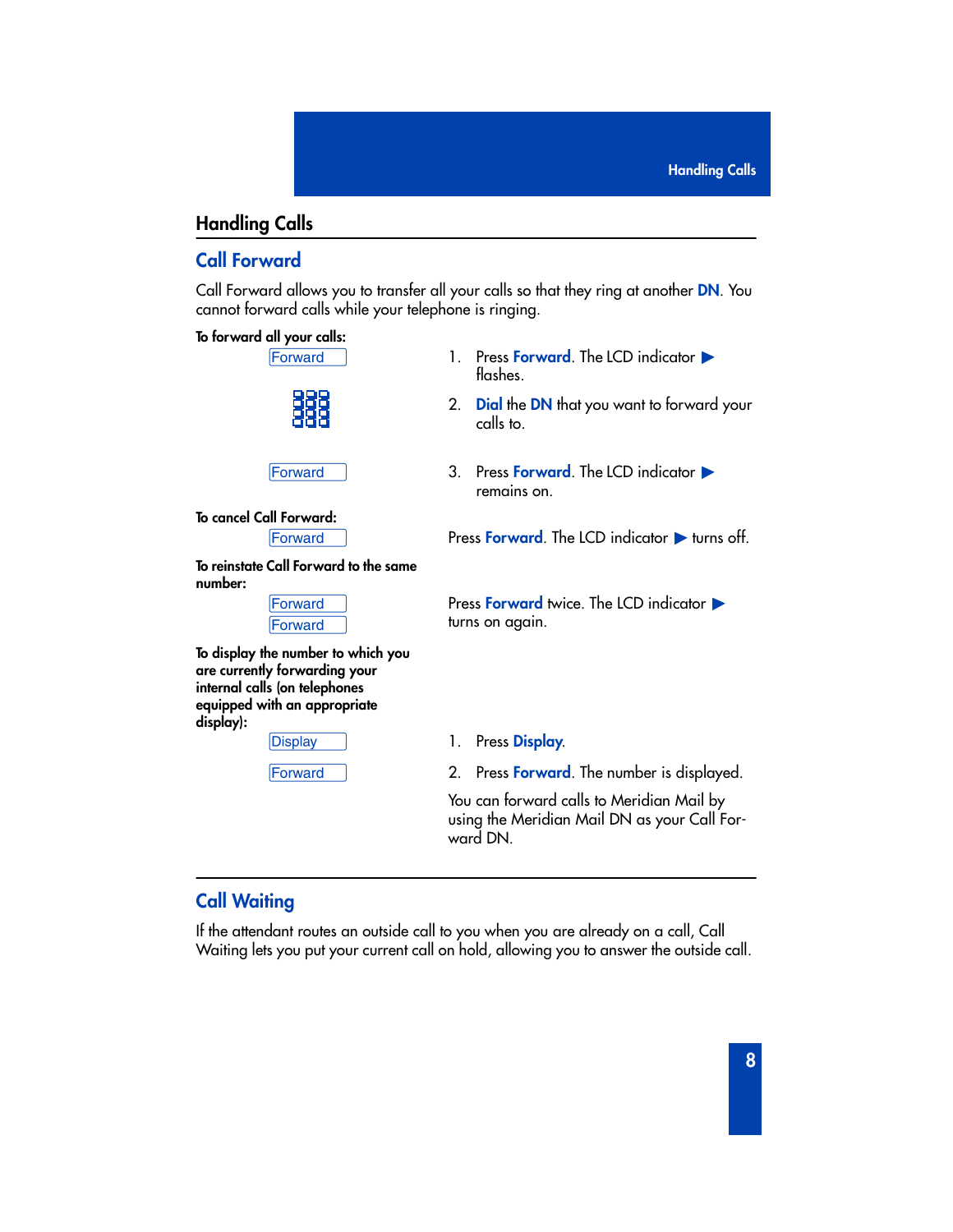## Handling Calls

### Call Forward

Call Forward allows you to transfer all your calls so that they ring at another **DN**. You cannot forward calls while your telephone is ringing.

**To forward all your calls:**

Forward

1. Press **Forward**. The LCD indicator ▶ flashes.

2. **Dial** the **DN** that you want to forward your calls to.

Forward

3. Press **Forward**. The LCD indicator ▶ remains on.

**To cancel Call Forward:**

Forward

Press **Forward**. The LCD indicator ▶ turns off.

**To reinstate Call Forward to the same number:**

Forward
Forward

Press **Forward** twice. The LCD indicator ▶ turns on again.

**To display the number to which you are currently forwarding your internal calls (on telephones equipped with an appropriate display):**

Display

1. Press **Display**.

Forward

2. Press **Forward**. The number is displayed.

You can forward calls to Meridian Mail by using the Meridian Mail DN as your Call Forward DN.

### Call Waiting

If the attendant routes an outside call to you when you are already on a call, Call Waiting lets you put your current call on hold, allowing you to answer the outside call.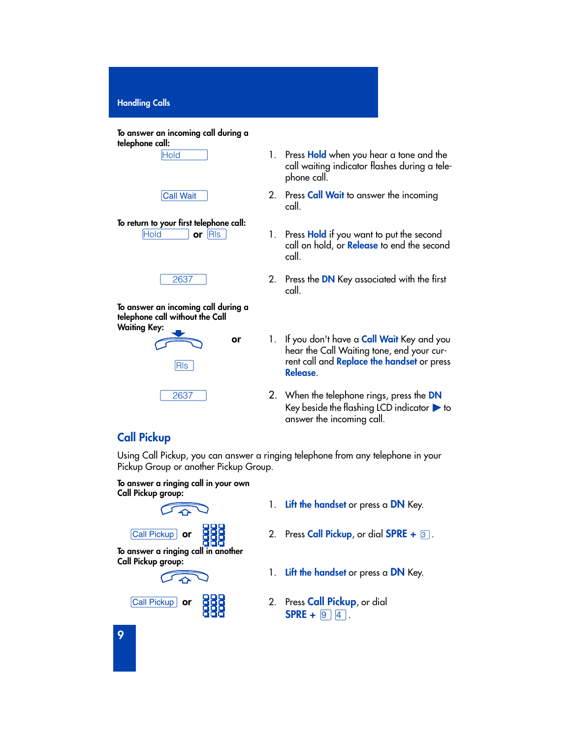**To answer an incoming call during a telephone call:**

Hold

1. Press **Hold** when you hear a tone and the call waiting indicator flashes during a telephone call.

Call Wait

2. Press **Call Wait** to answer the incoming call.

**To return to your first telephone call:**

Hold **or** Rls

1. Press **Hold** if you want to put the second call on hold, or **Release** to end the second call.

2637

2. Press the **DN** Key associated with the first call.

**To answer an incoming call during a telephone call without the Call Waiting Key:**

**or** Rls

1. If you don't have a **Call Wait** Key and you hear the Call Waiting tone, end your current call and **Replace the handset** or press **Release**.

2637

2. When the telephone rings, press the **DN** Key beside the flashing LCD indicator ▶ to answer the incoming call.

## Call Pickup

Using Call Pickup, you can answer a ringing telephone from any telephone in your Pickup Group or another Pickup Group.

**To answer a ringing call in your own Call Pickup group:**

1. **Lift the handset** or press a **DN** Key.

Call Pickup **or**

2. Press **Call Pickup**, or dial **SPRE +** 3.

**To answer a ringing call in another Call Pickup group:**

1. **Lift the handset** or press a **DN** Key.

Call Pickup **or**

2. Press **Call Pickup**, or dial **SPRE +** 9 4.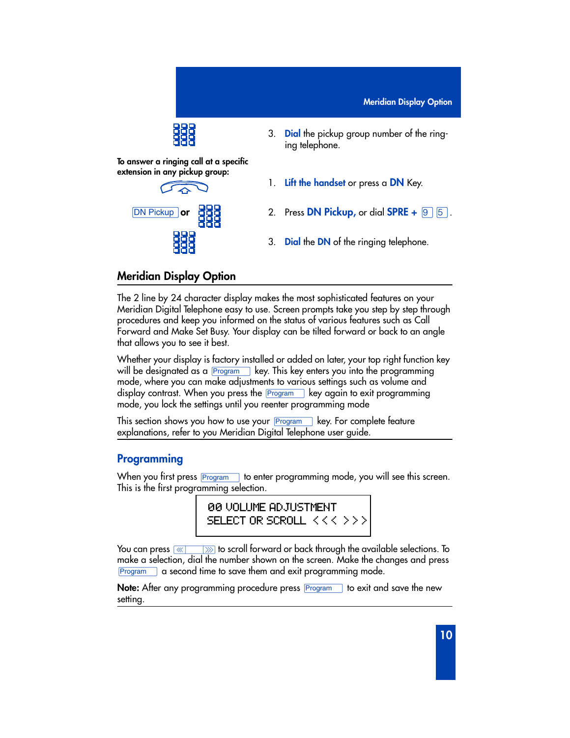3. **Dial** the pickup group number of the ringing telephone.

**To answer a ringing call at a specific extension in any pickup group:**

1. **Lift the handset** or press a **DN** Key.
2. Press **DN Pickup,** or dial **SPRE +** [9] [5].
3. **Dial** the **DN** of the ringing telephone.

## Meridian Display Option

The 2 line by 24 character display makes the most sophisticated features on your Meridian Digital Telephone easy to use. Screen prompts take you step by step through procedures and keep you informed on the status of various features such as Call Forward and Make Set Busy. Your display can be tilted forward or back to an angle that allows you to see it best.

Whether your display is factory installed or added on later, your top right function key will be designated as a [Program] key. This key enters you into the programming mode, where you can make adjustments to various settings such as volume and display contrast. When you press the [Program] key again to exit programming mode, you lock the settings until you reenter programming mode

This section shows you how to use your [Program] key. For complete feature explanations, refer to you Meridian Digital Telephone user guide.

### Programming

When you first press [Program] to enter programming mode, you will see this screen. This is the first programming selection.

```
00 VOLUME ADJUSTMENT
SELECT OR SCROLL <<< >>>
```

You can press [<< | >>] to scroll forward or back through the available selections. To make a selection, dial the number shown on the screen. Make the changes and press [Program] a second time to save them and exit programming mode.

**Note:** After any programming procedure press [Program] to exit and save the new setting.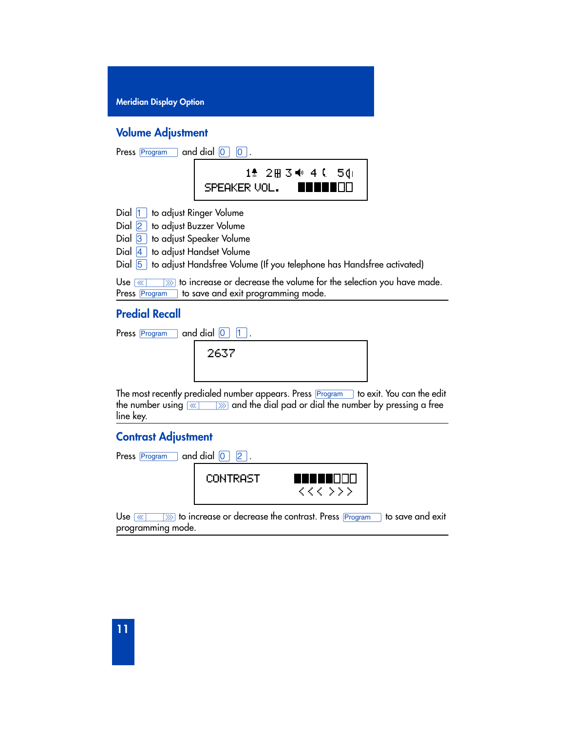## Volume Adjustment

Press Program and dial 0 0.

```
      1♪ 2⊞ 3◀) 4 ( 5(|
SPEAKER VOL.   ■■■■■□□
```

Dial 1 to adjust Ringer Volume
Dial 2 to adjust Buzzer Volume
Dial 3 to adjust Speaker Volume
Dial 4 to adjust Handset Volume
Dial 5 to adjust Handsfree Volume (If you telephone has Handsfree activated)

Use ≪ ≫ to increase or decrease the volume for the selection you have made.
Press Program to save and exit programming mode.

## Predial Recall

Press Program and dial 0 1.

```
2637
```

The most recently predialed number appears. Press Program to exit. You can the edit the number using ≪ ≫ and the dial pad or dial the number by pressing a free line key.

## Contrast Adjustment

Press Program and dial 0 2.

```
CONTRAST     ■■■■■□□□
              <<< >>>
```

Use ≪ ≫ to increase or decrease the contrast. Press Program to save and exit programming mode.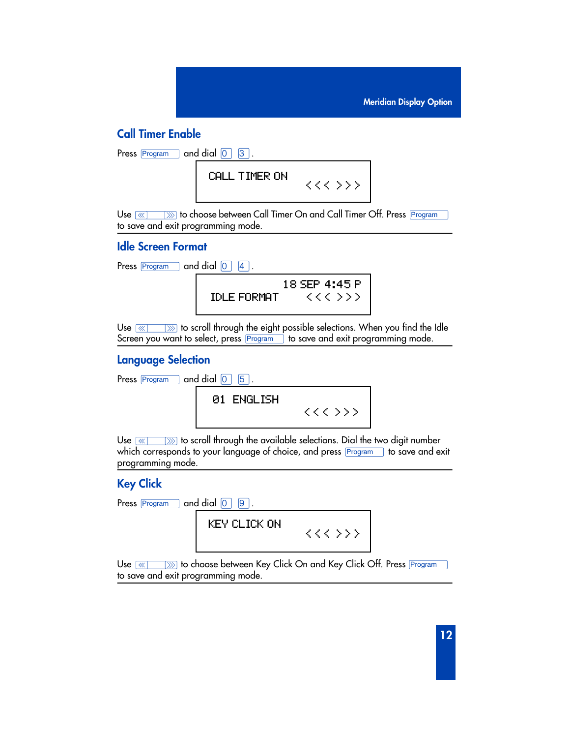## Call Timer Enable

Press Program and dial 0 3.

```
CALL TIMER ON
            <<< >>>
```

Use << >> to choose between Call Timer On and Call Timer Off. Press Program to save and exit programming mode.

## Idle Screen Format

Press Program and dial 0 4.

```
            18 SEP 4:45 P
IDLE FORMAT     <<< >>>
```

Use << >> to scroll through the eight possible selections. When you find the Idle Screen you want to select, press Program to save and exit programming mode.

## Language Selection

Press Program and dial 0 5.

```
01  ENGLISH
            <<< >>>
```

Use << >> to scroll through the available selections. Dial the two digit number which corresponds to your language of choice, and press Program to save and exit programming mode.

## Key Click

Press Program and dial 0 9.

```
KEY CLICK ON
            <<< >>>
```

Use << >> to choose between Key Click On and Key Click Off. Press Program to save and exit programming mode.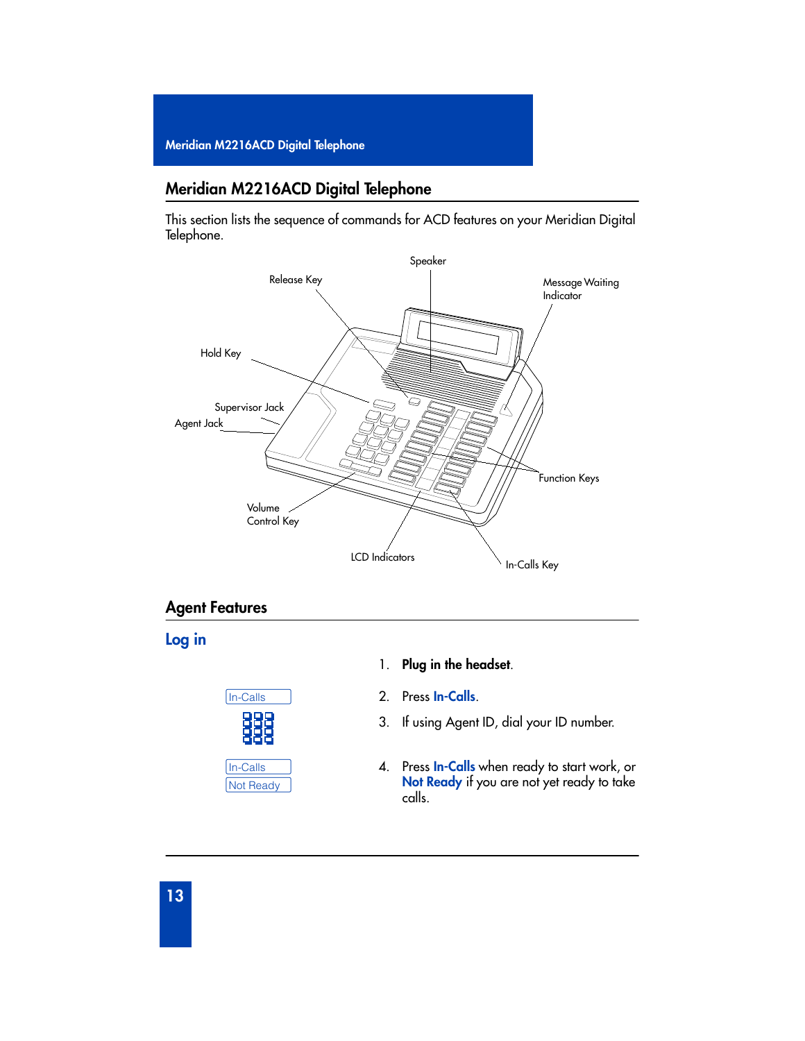## Meridian M2216ACD Digital Telephone

This section lists the sequence of commands for ACD features on your Meridian Digital Telephone.

Speaker

Release Key

Message Waiting Indicator

Hold Key

Supervisor Jack

Agent Jack

Function Keys

Volume Control Key

LCD Indicators

In-Calls Key

## Agent Features

### Log in

1. **Plug in the headset**.
2. Press **In-Calls**.
3. If using Agent ID, dial your ID number.
4. Press **In-Calls** when ready to start work, or **Not Ready** if you are not yet ready to take calls.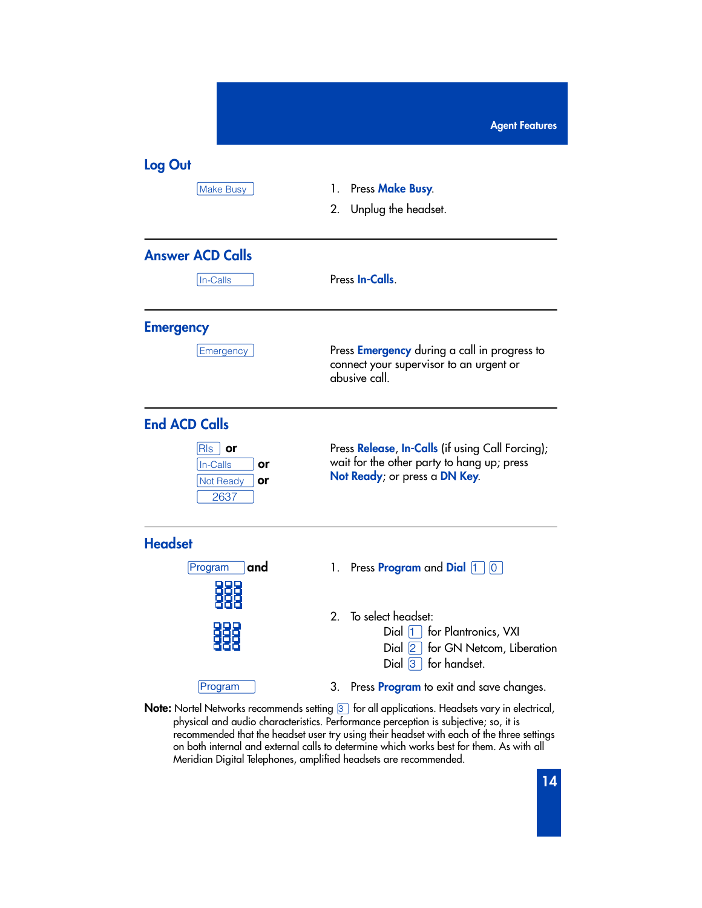## Log Out

[Make Busy]

1. Press **Make Busy**.
2. Unplug the headset.

---

## Answer ACD Calls

[In-Calls]

Press **In-Calls**.

---

## Emergency

[Emergency]

Press **Emergency** during a call in progress to connect your supervisor to an urgent or abusive call.

---

## End ACD Calls

[Rls] **or**
[In-Calls] **or**
[Not Ready] **or**
[2637]

Press **Release**, **In-Calls** (if using Call Forcing); wait for the other party to hang up; press **Not Ready**; or press a **DN Key**.

---

## Headset

[Program] **and**

1. Press **Program** and **Dial** [1] [0]
2. To select headset:
   - Dial [1] for Plantronics, VXI
   - Dial [2] for GN Netcom, Liberation
   - Dial [3] for handset.

[Program]

3. Press **Program** to exit and save changes.

**Note:** Nortel Networks recommends setting [3] for all applications. Headsets vary in electrical, physical and audio characteristics. Performance perception is subjective; so, it is recommended that the headset user try using their headset with each of the three settings on both internal and external calls to determine which works best for them. As with all Meridian Digital Telephones, amplified headsets are recommended.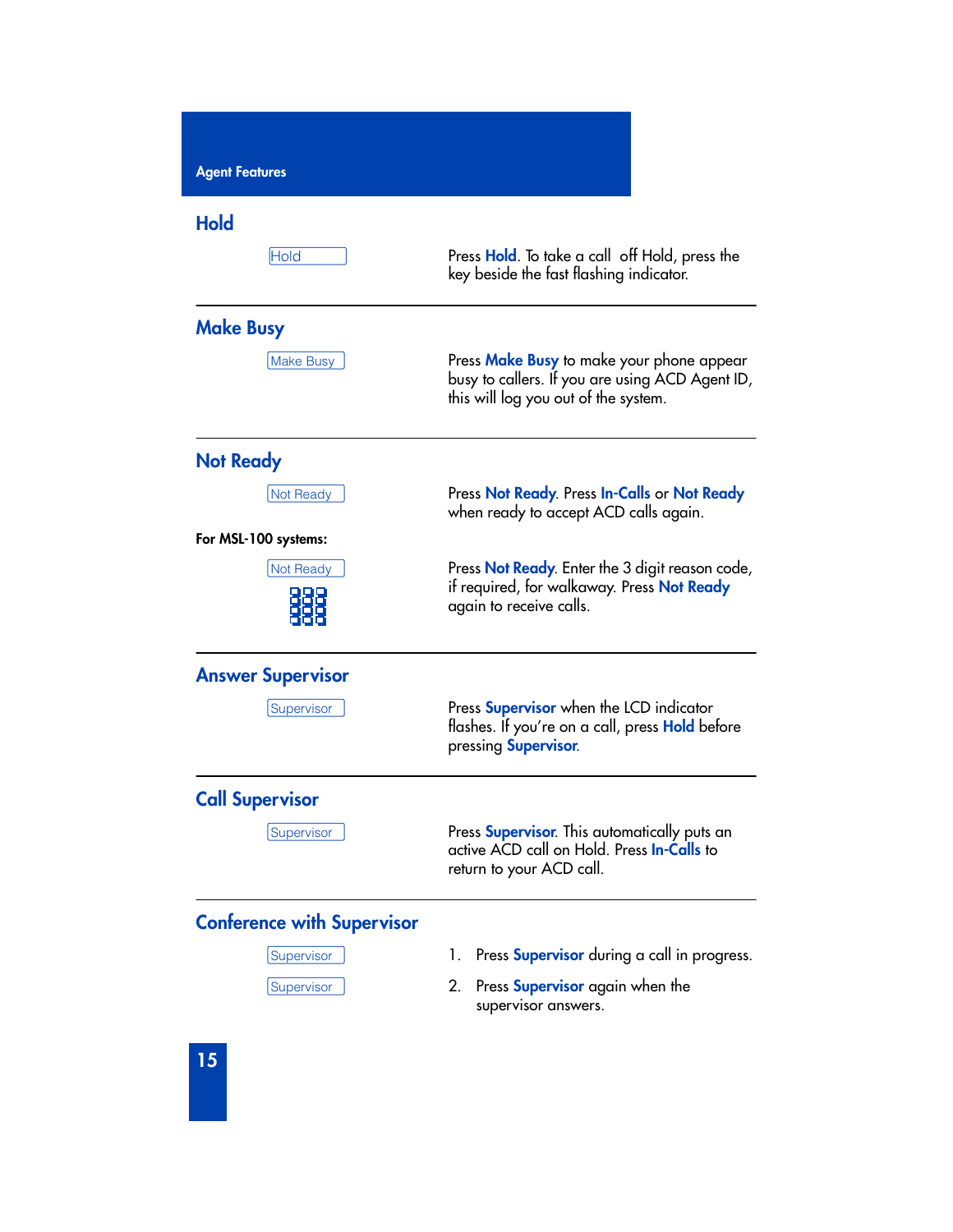## Hold

Hold

Press **Hold**. To take a call off Hold, press the key beside the fast flashing indicator.

---

## Make Busy

Make Busy

Press **Make Busy** to make your phone appear busy to callers. If you are using ACD Agent ID, this will log you out of the system.

---

## Not Ready

Not Ready

Press **Not Ready**. Press **In-Calls** or **Not Ready** when ready to accept ACD calls again.

**For MSL-100 systems:**

Not Ready

Press **Not Ready**. Enter the 3 digit reason code, if required, for walkaway. Press **Not Ready** again to receive calls.

---

## Answer Supervisor

Supervisor

Press **Supervisor** when the LCD indicator flashes. If you're on a call, press **Hold** before pressing **Supervisor**.

---

## Call Supervisor

Supervisor

Press **Supervisor**. This automatically puts an active ACD call on Hold. Press **In-Calls** to return to your ACD call.

---

## Conference with Supervisor

Supervisor

Supervisor

1. Press **Supervisor** during a call in progress.
2. Press **Supervisor** again when the supervisor answers.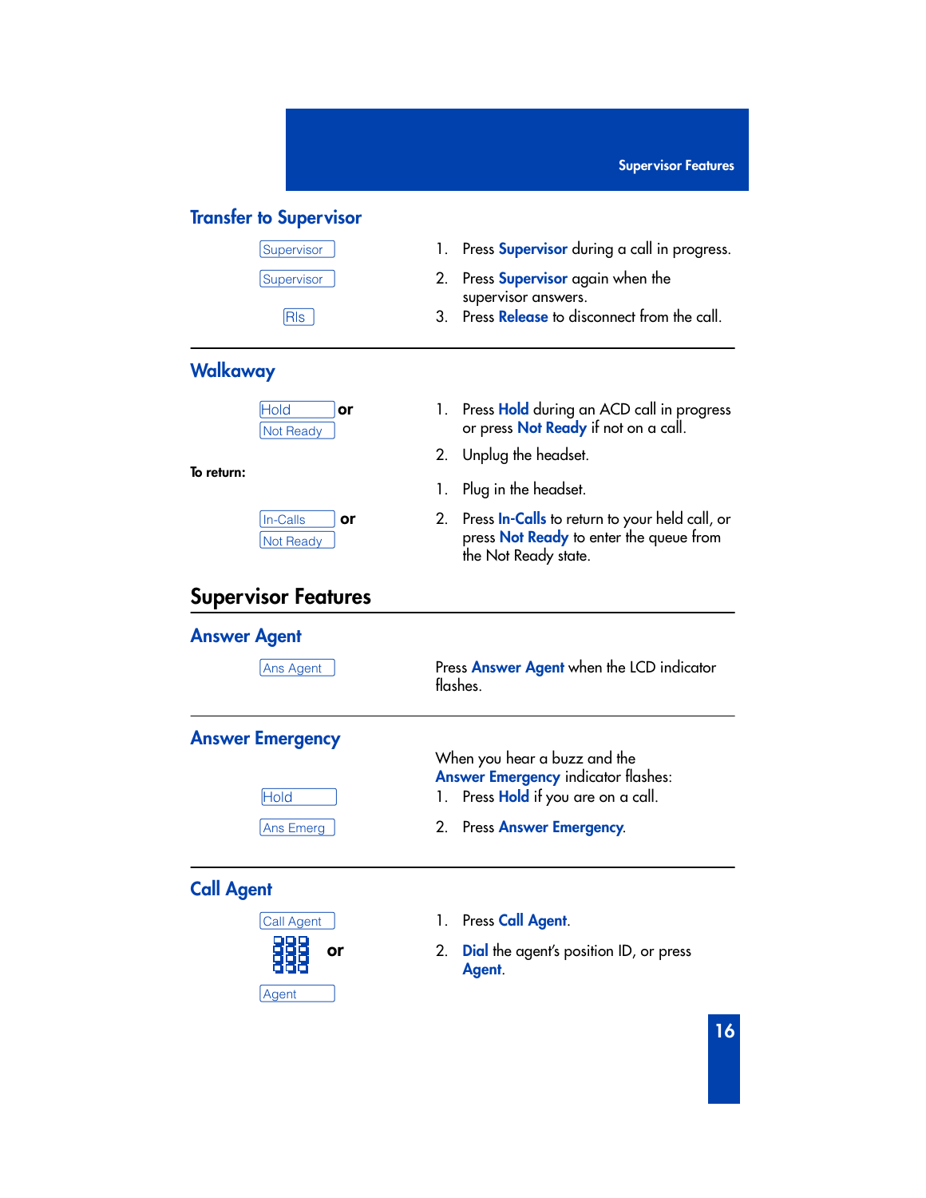## Transfer to Supervisor

| Key | Step |
|---|---|
| Supervisor | 1. Press **Supervisor** during a call in progress. |
| Supervisor | 2. Press **Supervisor** again when the supervisor answers. |
| Rls | 3. Press **Release** to disconnect from the call. |

## Walkaway

| Key | Step |
|---|---|
| Hold **or** Not Ready | 1. Press **Hold** during an ACD call in progress or press **Not Ready** if not on a call. |
| | 2. Unplug the headset. |

**To return:**

| Key | Step |
|---|---|
| | 1. Plug in the headset. |
| In-Calls **or** Not Ready | 2. Press **In-Calls** to return to your held call, or press **Not Ready** to enter the queue from the Not Ready state. |

# Supervisor Features

## Answer Agent

| Key | Step |
|---|---|
| Ans Agent | Press **Answer Agent** when the LCD indicator flashes. |

## Answer Emergency

When you hear a buzz and the **Answer Emergency** indicator flashes:

| Key | Step |
|---|---|
| Hold | 1. Press **Hold** if you are on a call. |
| Ans Emerg | 2. Press **Answer Emergency**. |

## Call Agent

| Key | Step |
|---|---|
| Call Agent | 1. Press **Call Agent**. |
| Dialpad **or** Agent | 2. **Dial** the agent's position ID, or press **Agent**. |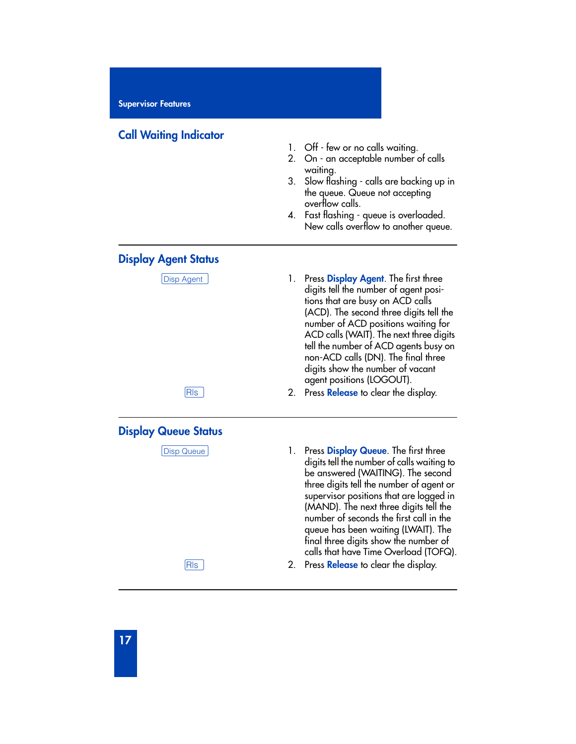## Call Waiting Indicator

1. Off - few or no calls waiting.
2. On - an acceptable number of calls waiting.
3. Slow flashing - calls are backing up in the queue. Queue not accepting overflow calls.
4. Fast flashing - queue is overloaded. New calls overflow to another queue.

---

## Display Agent Status

Disp Agent

1. Press **Display Agent**. The first three digits tell the number of agent positions that are busy on ACD calls (ACD). The second three digits tell the number of ACD positions waiting for ACD calls (WAIT). The next three digits tell the number of ACD agents busy on non-ACD calls (DN). The final three digits show the number of vacant agent positions (LOGOUT).

Rls

2. Press **Release** to clear the display.

---

## Display Queue Status

Disp Queue

1. Press **Display Queue**. The first three digits tell the number of calls waiting to be answered (WAITING). The second three digits tell the number of agent or supervisor positions that are logged in (MAND). The next three digits tell the number of seconds the first call in the queue has been waiting (LWAIT). The final three digits show the number of calls that have Time Overload (TOFQ).

Rls

2. Press **Release** to clear the display.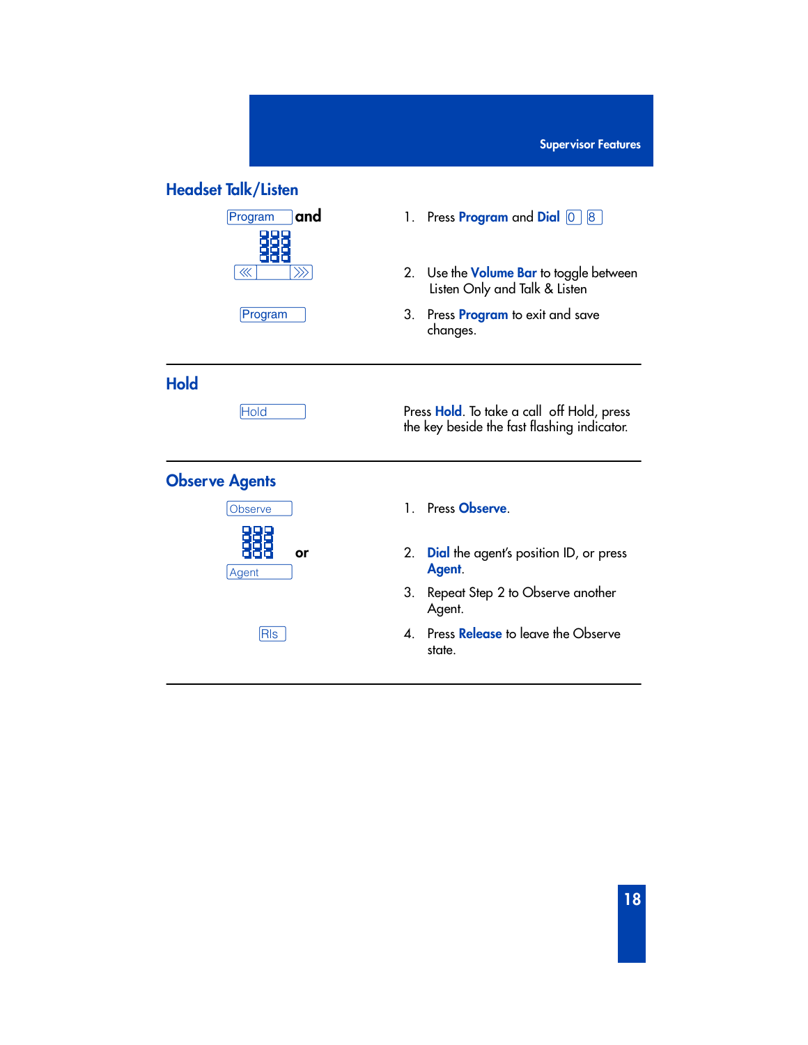## Headset Talk/Listen

Program and

« »

Program

1. Press **Program** and **Dial** [0] [8]
2. Use the **Volume Bar** to toggle between Listen Only and Talk & Listen
3. Press **Program** to exit and save changes.

---

## Hold

Hold

Press **Hold**. To take a call off Hold, press the key beside the fast flashing indicator.

---

## Observe Agents

Observe

or

Agent

Rls

1. Press **Observe**.
2. **Dial** the agent's position ID, or press **Agent**.
3. Repeat Step 2 to Observe another Agent.
4. Press **Release** to leave the Observe state.

---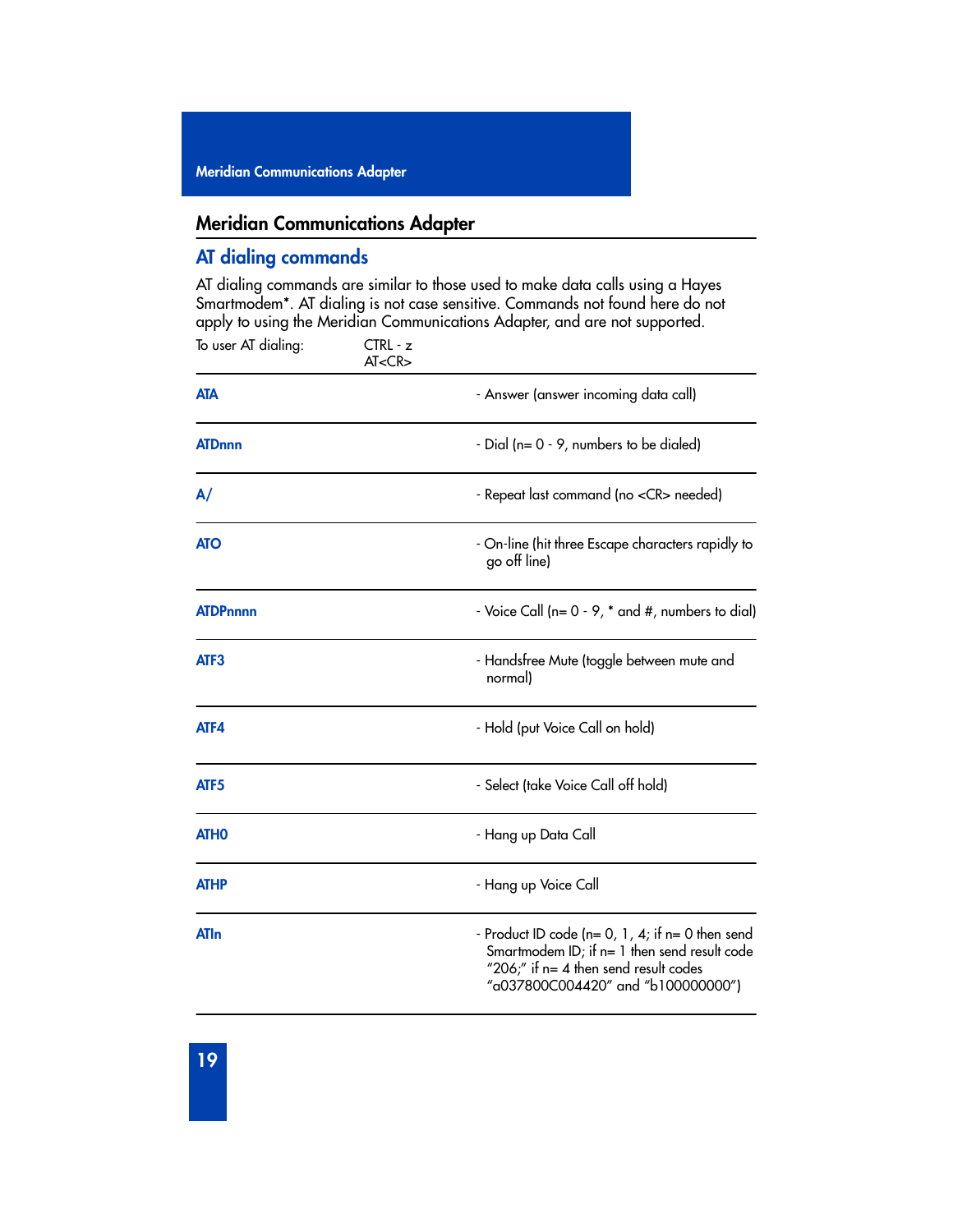## Meridian Communications Adapter

### AT dialing commands

AT dialing commands are similar to those used to make data calls using a Hayes Smartmodem*. AT dialing is not case sensitive. Commands not found here do not apply to using the Meridian Communications Adapter, and are not supported.

| To user AT dialing: | CTRL - z<br>AT<CR> |
|---|---|
| **ATA** | - Answer (answer incoming data call) |
| **ATDnnn** | - Dial (n= 0 - 9, numbers to be dialed) |
| **A/** | - Repeat last command (no <CR> needed) |
| **ATO** | - On-line (hit three Escape characters rapidly to go off line) |
| **ATDPnnnn** | - Voice Call (n= 0 - 9, * and #, numbers to dial) |
| **ATF3** | - Handsfree Mute (toggle between mute and normal) |
| **ATF4** | - Hold (put Voice Call on hold) |
| **ATF5** | - Select (take Voice Call off hold) |
| **ATH0** | - Hang up Data Call |
| **ATHP** | - Hang up Voice Call |
| **ATIn** | - Product ID code (n= 0, 1, 4; if n= 0 then send Smartmodem ID; if n= 1 then send result code "206;" if n= 4 then send result codes "a037800C004420" and "b100000000") |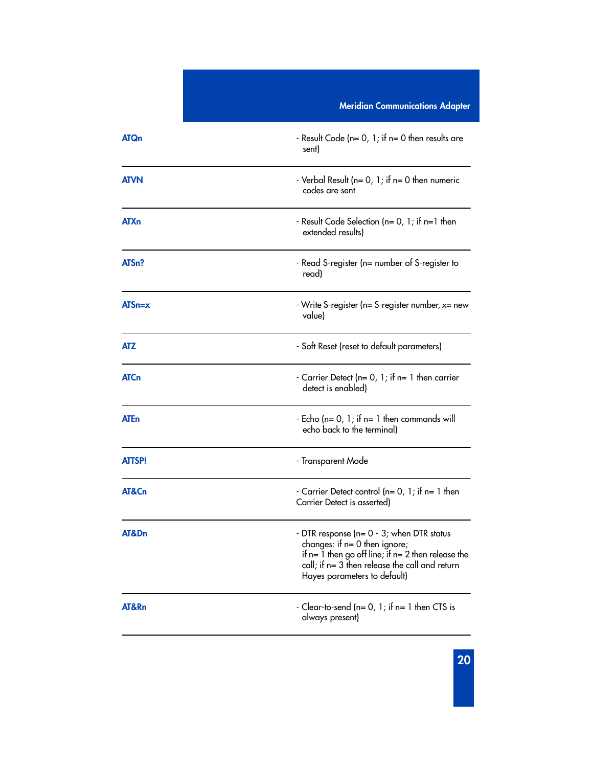| | |
|---|---|
| **ATQn** | - Result Code (n= 0, 1; if n= 0 then results are sent) |
| **ATVN** | - Verbal Result (n= 0, 1; if n= 0 then numeric codes are sent |
| **ATXn** | - Result Code Selection (n= 0, 1; if n=1 then extended results) |
| **ATSn?** | - Read S-register (n= number of S-register to read) |
| **ATSn=x** | - Write S-register (n= S-register number, x= new value) |
| **ATZ** | - Soft Reset (reset to default parameters) |
| **ATCn** | - Carrier Detect (n= 0, 1; if n= 1 then carrier detect is enabled) |
| **ATEn** | - Echo (n= 0, 1; if n= 1 then commands will echo back to the terminal) |
| **ATTSP!** | - Transparent Mode |
| **AT&Cn** | - Carrier Detect control (n= 0, 1; if n= 1 then Carrier Detect is asserted) |
| **AT&Dn** | - DTR response (n= 0 - 3; when DTR status changes: if n= 0 then ignore; if n= 1 then go off line; if n= 2 then release the call; if n= 3 then release the call and return Hayes parameters to default) |
| **AT&Rn** | - Clear-to-send (n= 0, 1; if n= 1 then CTS is always present) |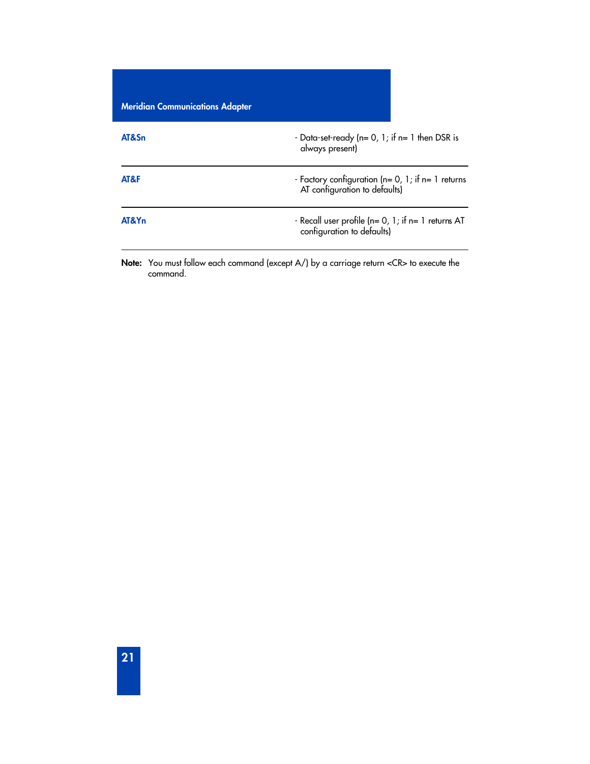| | |
|---|---|
| **AT&Sn** | - Data-set-ready (n= 0, 1; if n= 1 then DSR is always present) |
| **AT&F** | - Factory configuration (n= 0, 1; if n= 1 returns AT configuration to defaults) |
| **AT&Yn** | - Recall user profile (n= 0, 1; if n= 1 returns AT configuration to defaults) |

**Note:** You must follow each command (except A/) by a carriage return <CR> to execute the command.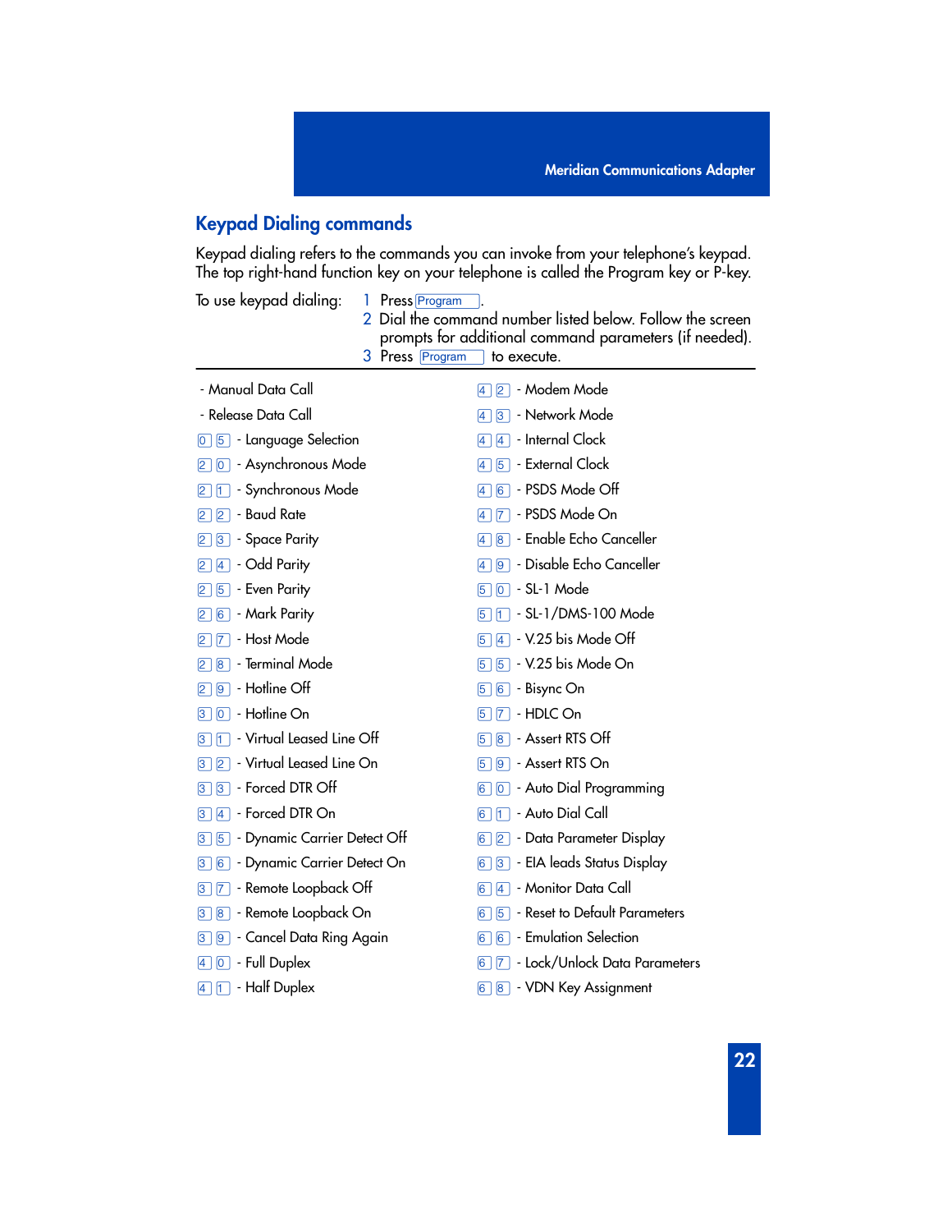## Keypad Dialing commands

Keypad dialing refers to the commands you can invoke from your telephone's keypad. The top right-hand function key on your telephone is called the Program key or P-key.

To use keypad dialing:

1. Press Program.
2. Dial the command number listed below. Follow the screen prompts for additional command parameters (if needed).
3. Press Program to execute.

---

- Manual Data Call
- Release Data Call
- 0 5 - Language Selection
- 2 0 - Asynchronous Mode
- 2 1 - Synchronous Mode
- 2 2 - Baud Rate
- 2 3 - Space Parity
- 2 4 - Odd Parity
- 2 5 - Even Parity
- 2 6 - Mark Parity
- 2 7 - Host Mode
- 2 8 - Terminal Mode
- 2 9 - Hotline Off
- 3 0 - Hotline On
- 3 1 - Virtual Leased Line Off
- 3 2 - Virtual Leased Line On
- 3 3 - Forced DTR Off
- 3 4 - Forced DTR On
- 3 5 - Dynamic Carrier Detect Off
- 3 6 - Dynamic Carrier Detect On
- 3 7 - Remote Loopback Off
- 3 8 - Remote Loopback On
- 3 9 - Cancel Data Ring Again
- 4 0 - Full Duplex
- 4 1 - Half Duplex
- 4 2 - Modem Mode
- 4 3 - Network Mode
- 4 4 - Internal Clock
- 4 5 - External Clock
- 4 6 - PSDS Mode Off
- 4 7 - PSDS Mode On
- 4 8 - Enable Echo Canceller
- 4 9 - Disable Echo Canceller
- 5 0 - SL-1 Mode
- 5 1 - SL-1/DMS-100 Mode
- 5 4 - V.25 bis Mode Off
- 5 5 - V.25 bis Mode On
- 5 6 - Bisync On
- 5 7 - HDLC On
- 5 8 - Assert RTS Off
- 5 9 - Assert RTS On
- 6 0 - Auto Dial Programming
- 6 1 - Auto Dial Call
- 6 2 - Data Parameter Display
- 6 3 - EIA leads Status Display
- 6 4 - Monitor Data Call
- 6 5 - Reset to Default Parameters
- 6 6 - Emulation Selection
- 6 7 - Lock/Unlock Data Parameters
- 6 8 - VDN Key Assignment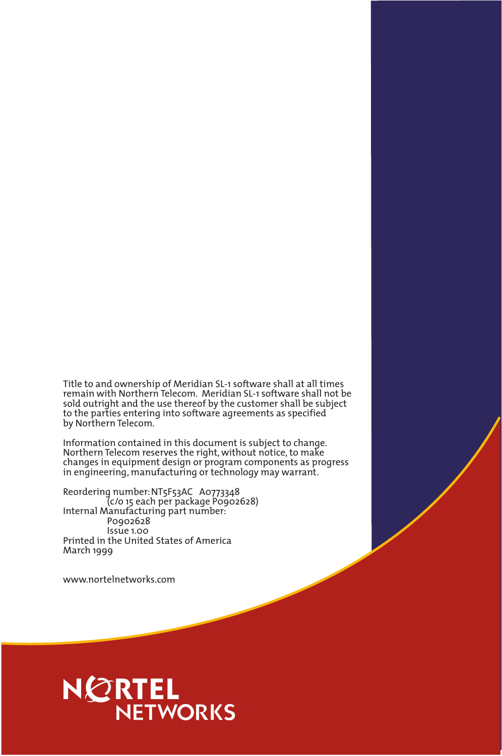Title to and ownership of Meridian SL-1 software shall at all times remain with Northern Telecom. Meridian SL-1 software shall not be sold outright and the use thereof by the customer shall be subject to the parties entering into software agreements as specified by Northern Telecom.

Information contained in this document is subject to change. Northern Telecom reserves the right, without notice, to make changes in equipment design or program components as progress in engineering, manufacturing or technology may warrant.

Reordering number: NT5F53AC A0773348
(c/o 15 each per package P0902628)
Internal Manufacturing part number:
P0902628
Issue 1.00
Printed in the United States of America
March 1999

www.nortelnetworks.com

NORTEL NETWORKS